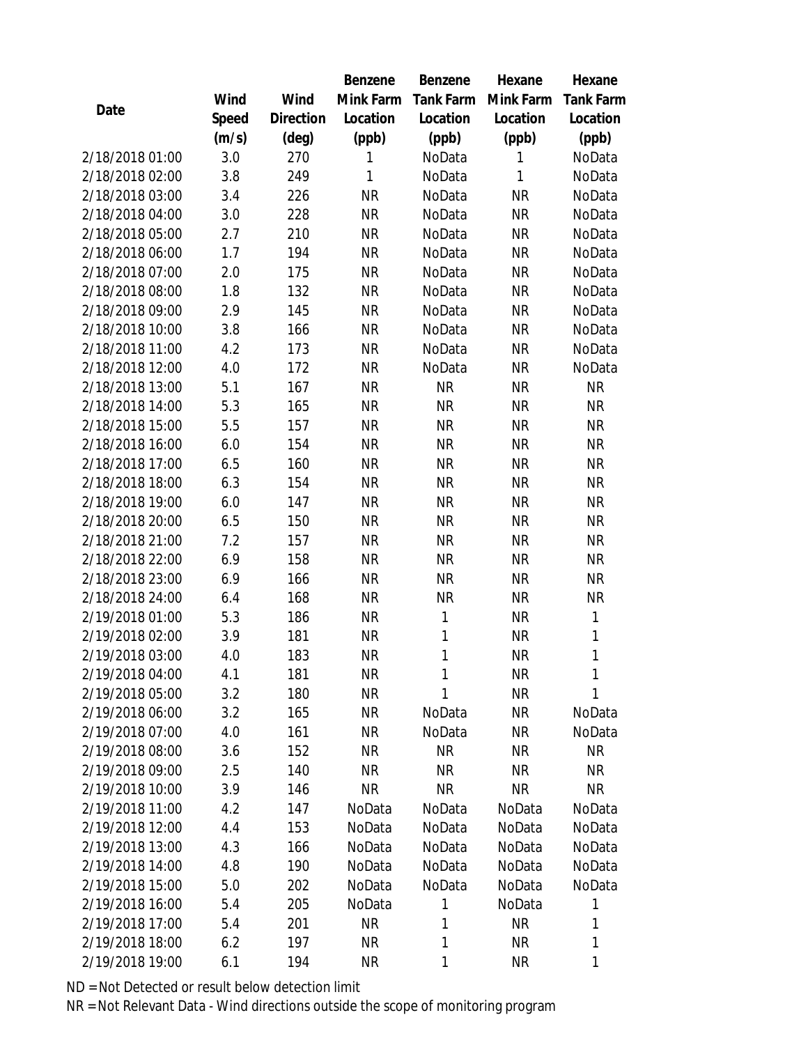| Date | Wind Speed (m/s) | Wind Direction (deg) | Benzene Mink Farm Location (ppb) | Benzene Tank Farm Location (ppb) | Hexane Mink Farm Location (ppb) | Hexane Tank Farm Location (ppb) |
|---|---|---|---|---|---|---|
| 2/18/2018 01:00 | 3.0 | 270 | 1 | NoData | 1 | NoData |
| 2/18/2018 02:00 | 3.8 | 249 | 1 | NoData | 1 | NoData |
| 2/18/2018 03:00 | 3.4 | 226 | NR | NoData | NR | NoData |
| 2/18/2018 04:00 | 3.0 | 228 | NR | NoData | NR | NoData |
| 2/18/2018 05:00 | 2.7 | 210 | NR | NoData | NR | NoData |
| 2/18/2018 06:00 | 1.7 | 194 | NR | NoData | NR | NoData |
| 2/18/2018 07:00 | 2.0 | 175 | NR | NoData | NR | NoData |
| 2/18/2018 08:00 | 1.8 | 132 | NR | NoData | NR | NoData |
| 2/18/2018 09:00 | 2.9 | 145 | NR | NoData | NR | NoData |
| 2/18/2018 10:00 | 3.8 | 166 | NR | NoData | NR | NoData |
| 2/18/2018 11:00 | 4.2 | 173 | NR | NoData | NR | NoData |
| 2/18/2018 12:00 | 4.0 | 172 | NR | NoData | NR | NoData |
| 2/18/2018 13:00 | 5.1 | 167 | NR | NR | NR | NR |
| 2/18/2018 14:00 | 5.3 | 165 | NR | NR | NR | NR |
| 2/18/2018 15:00 | 5.5 | 157 | NR | NR | NR | NR |
| 2/18/2018 16:00 | 6.0 | 154 | NR | NR | NR | NR |
| 2/18/2018 17:00 | 6.5 | 160 | NR | NR | NR | NR |
| 2/18/2018 18:00 | 6.3 | 154 | NR | NR | NR | NR |
| 2/18/2018 19:00 | 6.0 | 147 | NR | NR | NR | NR |
| 2/18/2018 20:00 | 6.5 | 150 | NR | NR | NR | NR |
| 2/18/2018 21:00 | 7.2 | 157 | NR | NR | NR | NR |
| 2/18/2018 22:00 | 6.9 | 158 | NR | NR | NR | NR |
| 2/18/2018 23:00 | 6.9 | 166 | NR | NR | NR | NR |
| 2/18/2018 24:00 | 6.4 | 168 | NR | NR | NR | NR |
| 2/19/2018 01:00 | 5.3 | 186 | NR | 1 | NR | 1 |
| 2/19/2018 02:00 | 3.9 | 181 | NR | 1 | NR | 1 |
| 2/19/2018 03:00 | 4.0 | 183 | NR | 1 | NR | 1 |
| 2/19/2018 04:00 | 4.1 | 181 | NR | 1 | NR | 1 |
| 2/19/2018 05:00 | 3.2 | 180 | NR | 1 | NR | 1 |
| 2/19/2018 06:00 | 3.2 | 165 | NR | NoData | NR | NoData |
| 2/19/2018 07:00 | 4.0 | 161 | NR | NoData | NR | NoData |
| 2/19/2018 08:00 | 3.6 | 152 | NR | NR | NR | NR |
| 2/19/2018 09:00 | 2.5 | 140 | NR | NR | NR | NR |
| 2/19/2018 10:00 | 3.9 | 146 | NR | NR | NR | NR |
| 2/19/2018 11:00 | 4.2 | 147 | NoData | NoData | NoData | NoData |
| 2/19/2018 12:00 | 4.4 | 153 | NoData | NoData | NoData | NoData |
| 2/19/2018 13:00 | 4.3 | 166 | NoData | NoData | NoData | NoData |
| 2/19/2018 14:00 | 4.8 | 190 | NoData | NoData | NoData | NoData |
| 2/19/2018 15:00 | 5.0 | 202 | NoData | NoData | NoData | NoData |
| 2/19/2018 16:00 | 5.4 | 205 | NoData | 1 | NoData | 1 |
| 2/19/2018 17:00 | 5.4 | 201 | NR | 1 | NR | 1 |
| 2/19/2018 18:00 | 6.2 | 197 | NR | 1 | NR | 1 |
| 2/19/2018 19:00 | 6.1 | 194 | NR | 1 | NR | 1 |

ND = Not Detected or result below detection limit

NR = Not Relevant Data - Wind directions outside the scope of monitoring program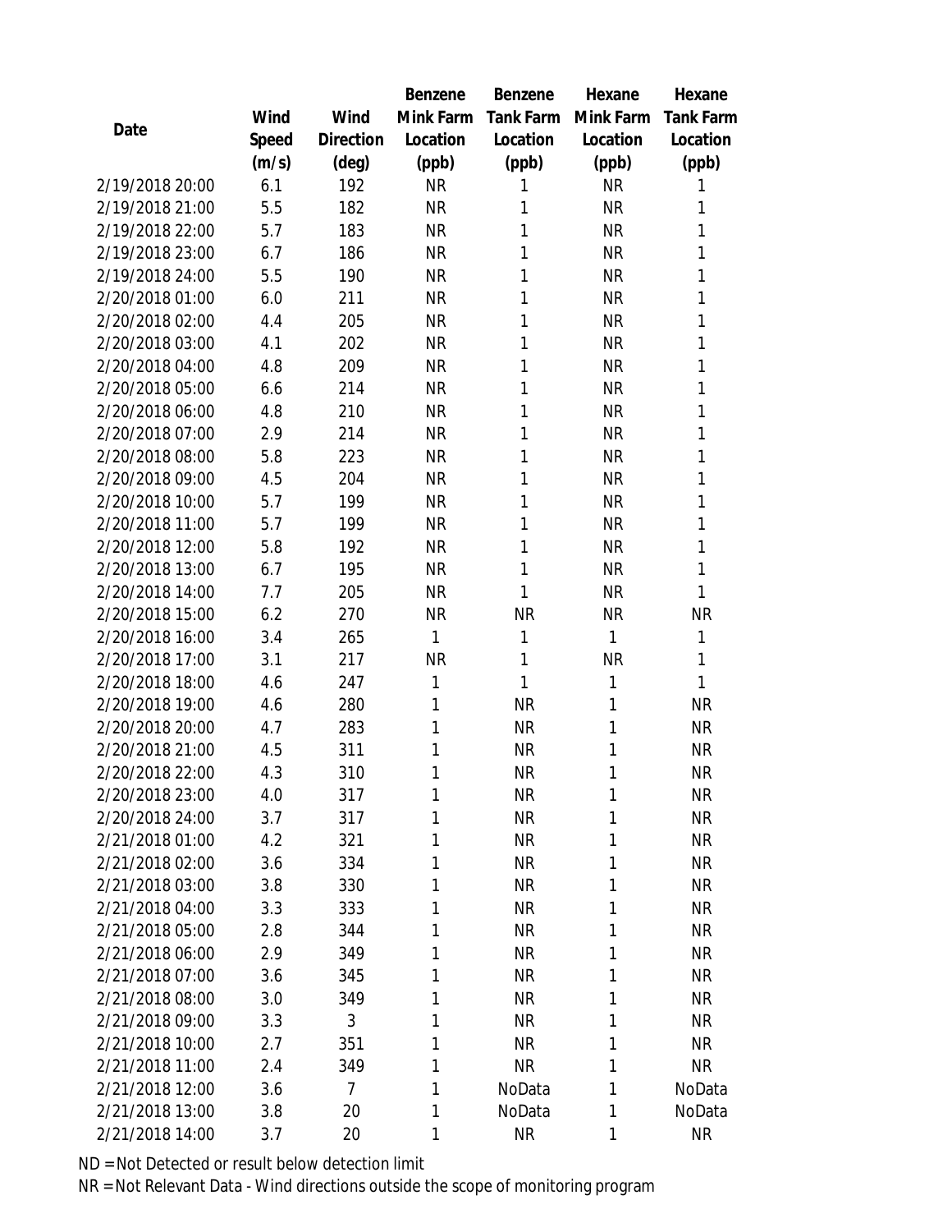| Date | Wind Speed (m/s) | Wind Direction (deg) | Benzene Mink Farm Location (ppb) | Benzene Tank Farm Location (ppb) | Hexane Mink Farm Location (ppb) | Hexane Tank Farm Location (ppb) |
|---|---|---|---|---|---|---|
| 2/19/2018 20:00 | 6.1 | 192 | NR | 1 | NR | 1 |
| 2/19/2018 21:00 | 5.5 | 182 | NR | 1 | NR | 1 |
| 2/19/2018 22:00 | 5.7 | 183 | NR | 1 | NR | 1 |
| 2/19/2018 23:00 | 6.7 | 186 | NR | 1 | NR | 1 |
| 2/19/2018 24:00 | 5.5 | 190 | NR | 1 | NR | 1 |
| 2/20/2018 01:00 | 6.0 | 211 | NR | 1 | NR | 1 |
| 2/20/2018 02:00 | 4.4 | 205 | NR | 1 | NR | 1 |
| 2/20/2018 03:00 | 4.1 | 202 | NR | 1 | NR | 1 |
| 2/20/2018 04:00 | 4.8 | 209 | NR | 1 | NR | 1 |
| 2/20/2018 05:00 | 6.6 | 214 | NR | 1 | NR | 1 |
| 2/20/2018 06:00 | 4.8 | 210 | NR | 1 | NR | 1 |
| 2/20/2018 07:00 | 2.9 | 214 | NR | 1 | NR | 1 |
| 2/20/2018 08:00 | 5.8 | 223 | NR | 1 | NR | 1 |
| 2/20/2018 09:00 | 4.5 | 204 | NR | 1 | NR | 1 |
| 2/20/2018 10:00 | 5.7 | 199 | NR | 1 | NR | 1 |
| 2/20/2018 11:00 | 5.7 | 199 | NR | 1 | NR | 1 |
| 2/20/2018 12:00 | 5.8 | 192 | NR | 1 | NR | 1 |
| 2/20/2018 13:00 | 6.7 | 195 | NR | 1 | NR | 1 |
| 2/20/2018 14:00 | 7.7 | 205 | NR | 1 | NR | 1 |
| 2/20/2018 15:00 | 6.2 | 270 | NR | NR | NR | NR |
| 2/20/2018 16:00 | 3.4 | 265 | 1 | 1 | 1 | 1 |
| 2/20/2018 17:00 | 3.1 | 217 | NR | 1 | NR | 1 |
| 2/20/2018 18:00 | 4.6 | 247 | 1 | 1 | 1 | 1 |
| 2/20/2018 19:00 | 4.6 | 280 | 1 | NR | 1 | NR |
| 2/20/2018 20:00 | 4.7 | 283 | 1 | NR | 1 | NR |
| 2/20/2018 21:00 | 4.5 | 311 | 1 | NR | 1 | NR |
| 2/20/2018 22:00 | 4.3 | 310 | 1 | NR | 1 | NR |
| 2/20/2018 23:00 | 4.0 | 317 | 1 | NR | 1 | NR |
| 2/20/2018 24:00 | 3.7 | 317 | 1 | NR | 1 | NR |
| 2/21/2018 01:00 | 4.2 | 321 | 1 | NR | 1 | NR |
| 2/21/2018 02:00 | 3.6 | 334 | 1 | NR | 1 | NR |
| 2/21/2018 03:00 | 3.8 | 330 | 1 | NR | 1 | NR |
| 2/21/2018 04:00 | 3.3 | 333 | 1 | NR | 1 | NR |
| 2/21/2018 05:00 | 2.8 | 344 | 1 | NR | 1 | NR |
| 2/21/2018 06:00 | 2.9 | 349 | 1 | NR | 1 | NR |
| 2/21/2018 07:00 | 3.6 | 345 | 1 | NR | 1 | NR |
| 2/21/2018 08:00 | 3.0 | 349 | 1 | NR | 1 | NR |
| 2/21/2018 09:00 | 3.3 | 3 | 1 | NR | 1 | NR |
| 2/21/2018 10:00 | 2.7 | 351 | 1 | NR | 1 | NR |
| 2/21/2018 11:00 | 2.4 | 349 | 1 | NR | 1 | NR |
| 2/21/2018 12:00 | 3.6 | 7 | 1 | NoData | 1 | NoData |
| 2/21/2018 13:00 | 3.8 | 20 | 1 | NoData | 1 | NoData |
| 2/21/2018 14:00 | 3.7 | 20 | 1 | NR | 1 | NR |

ND = Not Detected or result below detection limit

NR = Not Relevant Data - Wind directions outside the scope of monitoring program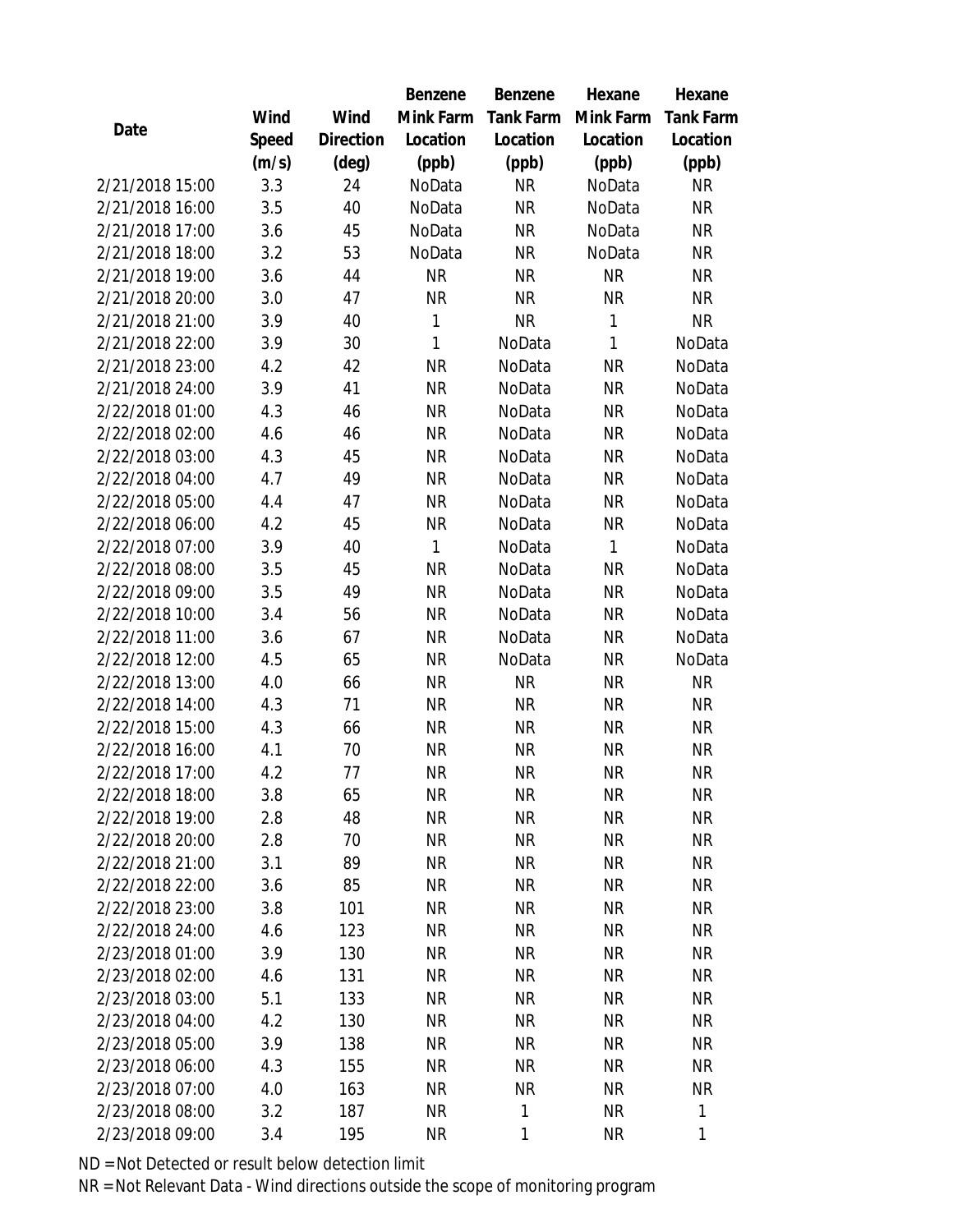| Date | Wind Speed (m/s) | Wind Direction (deg) | Benzene Mink Farm Location (ppb) | Benzene Tank Farm Location (ppb) | Hexane Mink Farm Location (ppb) | Hexane Tank Farm Location (ppb) |
|---|---|---|---|---|---|---|
| 2/21/2018 15:00 | 3.3 | 24 | NoData | NR | NoData | NR |
| 2/21/2018 16:00 | 3.5 | 40 | NoData | NR | NoData | NR |
| 2/21/2018 17:00 | 3.6 | 45 | NoData | NR | NoData | NR |
| 2/21/2018 18:00 | 3.2 | 53 | NoData | NR | NoData | NR |
| 2/21/2018 19:00 | 3.6 | 44 | NR | NR | NR | NR |
| 2/21/2018 20:00 | 3.0 | 47 | NR | NR | NR | NR |
| 2/21/2018 21:00 | 3.9 | 40 | 1 | NR | 1 | NR |
| 2/21/2018 22:00 | 3.9 | 30 | 1 | NoData | 1 | NoData |
| 2/21/2018 23:00 | 4.2 | 42 | NR | NoData | NR | NoData |
| 2/21/2018 24:00 | 3.9 | 41 | NR | NoData | NR | NoData |
| 2/22/2018 01:00 | 4.3 | 46 | NR | NoData | NR | NoData |
| 2/22/2018 02:00 | 4.6 | 46 | NR | NoData | NR | NoData |
| 2/22/2018 03:00 | 4.3 | 45 | NR | NoData | NR | NoData |
| 2/22/2018 04:00 | 4.7 | 49 | NR | NoData | NR | NoData |
| 2/22/2018 05:00 | 4.4 | 47 | NR | NoData | NR | NoData |
| 2/22/2018 06:00 | 4.2 | 45 | NR | NoData | NR | NoData |
| 2/22/2018 07:00 | 3.9 | 40 | 1 | NoData | 1 | NoData |
| 2/22/2018 08:00 | 3.5 | 45 | NR | NoData | NR | NoData |
| 2/22/2018 09:00 | 3.5 | 49 | NR | NoData | NR | NoData |
| 2/22/2018 10:00 | 3.4 | 56 | NR | NoData | NR | NoData |
| 2/22/2018 11:00 | 3.6 | 67 | NR | NoData | NR | NoData |
| 2/22/2018 12:00 | 4.5 | 65 | NR | NoData | NR | NoData |
| 2/22/2018 13:00 | 4.0 | 66 | NR | NR | NR | NR |
| 2/22/2018 14:00 | 4.3 | 71 | NR | NR | NR | NR |
| 2/22/2018 15:00 | 4.3 | 66 | NR | NR | NR | NR |
| 2/22/2018 16:00 | 4.1 | 70 | NR | NR | NR | NR |
| 2/22/2018 17:00 | 4.2 | 77 | NR | NR | NR | NR |
| 2/22/2018 18:00 | 3.8 | 65 | NR | NR | NR | NR |
| 2/22/2018 19:00 | 2.8 | 48 | NR | NR | NR | NR |
| 2/22/2018 20:00 | 2.8 | 70 | NR | NR | NR | NR |
| 2/22/2018 21:00 | 3.1 | 89 | NR | NR | NR | NR |
| 2/22/2018 22:00 | 3.6 | 85 | NR | NR | NR | NR |
| 2/22/2018 23:00 | 3.8 | 101 | NR | NR | NR | NR |
| 2/22/2018 24:00 | 4.6 | 123 | NR | NR | NR | NR |
| 2/23/2018 01:00 | 3.9 | 130 | NR | NR | NR | NR |
| 2/23/2018 02:00 | 4.6 | 131 | NR | NR | NR | NR |
| 2/23/2018 03:00 | 5.1 | 133 | NR | NR | NR | NR |
| 2/23/2018 04:00 | 4.2 | 130 | NR | NR | NR | NR |
| 2/23/2018 05:00 | 3.9 | 138 | NR | NR | NR | NR |
| 2/23/2018 06:00 | 4.3 | 155 | NR | NR | NR | NR |
| 2/23/2018 07:00 | 4.0 | 163 | NR | NR | NR | NR |
| 2/23/2018 08:00 | 3.2 | 187 | NR | 1 | NR | 1 |
| 2/23/2018 09:00 | 3.4 | 195 | NR | 1 | NR | 1 |

ND = Not Detected or result below detection limit

NR = Not Relevant Data - Wind directions outside the scope of monitoring program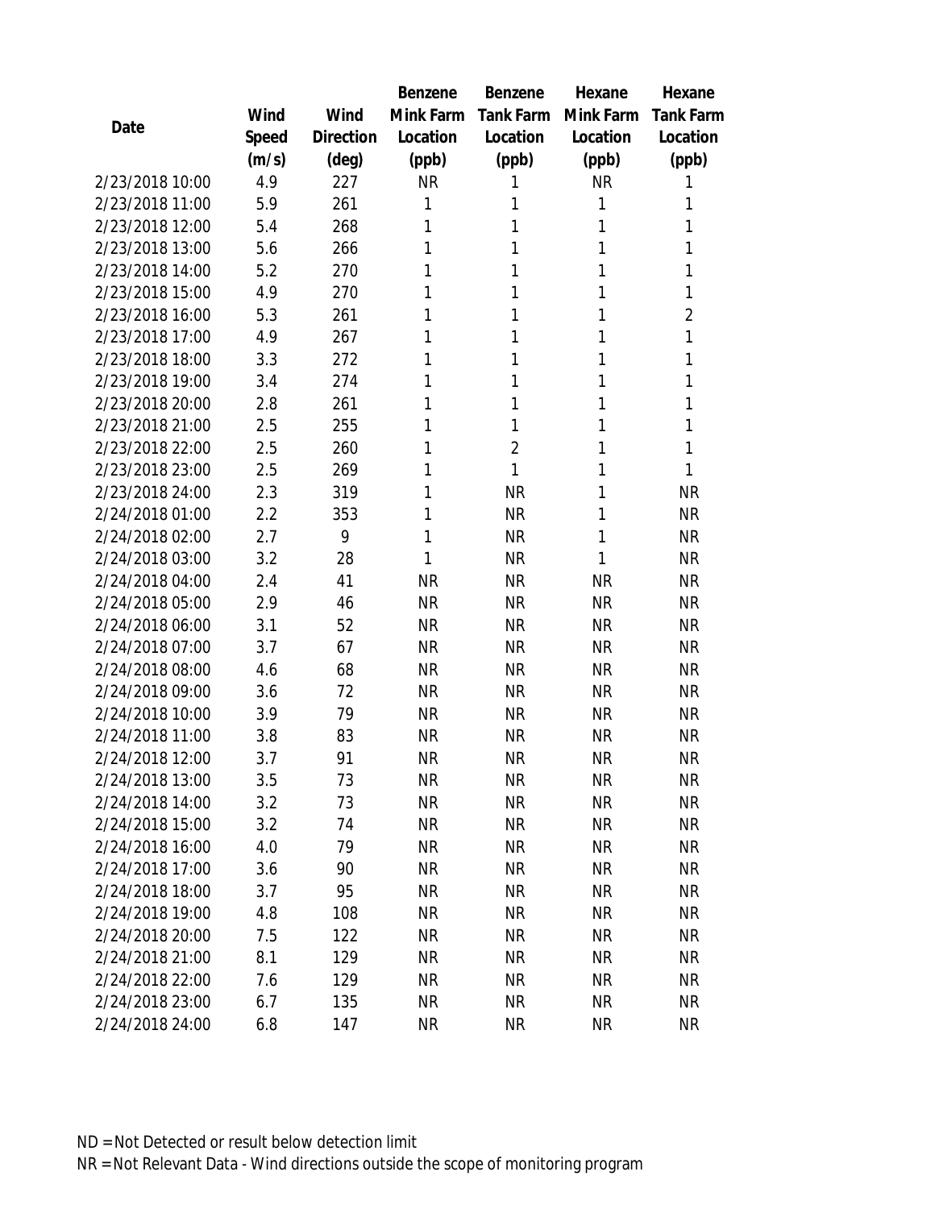| Date | Wind Speed (m/s) | Wind Direction (deg) | Benzene Mink Farm Location (ppb) | Benzene Tank Farm Location (ppb) | Hexane Mink Farm Location (ppb) | Hexane Tank Farm Location (ppb) |
|---|---|---|---|---|---|---|
| 2/23/2018 10:00 | 4.9 | 227 | NR | 1 | NR | 1 |
| 2/23/2018 11:00 | 5.9 | 261 | 1 | 1 | 1 | 1 |
| 2/23/2018 12:00 | 5.4 | 268 | 1 | 1 | 1 | 1 |
| 2/23/2018 13:00 | 5.6 | 266 | 1 | 1 | 1 | 1 |
| 2/23/2018 14:00 | 5.2 | 270 | 1 | 1 | 1 | 1 |
| 2/23/2018 15:00 | 4.9 | 270 | 1 | 1 | 1 | 1 |
| 2/23/2018 16:00 | 5.3 | 261 | 1 | 1 | 1 | 2 |
| 2/23/2018 17:00 | 4.9 | 267 | 1 | 1 | 1 | 1 |
| 2/23/2018 18:00 | 3.3 | 272 | 1 | 1 | 1 | 1 |
| 2/23/2018 19:00 | 3.4 | 274 | 1 | 1 | 1 | 1 |
| 2/23/2018 20:00 | 2.8 | 261 | 1 | 1 | 1 | 1 |
| 2/23/2018 21:00 | 2.5 | 255 | 1 | 1 | 1 | 1 |
| 2/23/2018 22:00 | 2.5 | 260 | 1 | 2 | 1 | 1 |
| 2/23/2018 23:00 | 2.5 | 269 | 1 | 1 | 1 | 1 |
| 2/23/2018 24:00 | 2.3 | 319 | 1 | NR | 1 | NR |
| 2/24/2018 01:00 | 2.2 | 353 | 1 | NR | 1 | NR |
| 2/24/2018 02:00 | 2.7 | 9 | 1 | NR | 1 | NR |
| 2/24/2018 03:00 | 3.2 | 28 | 1 | NR | 1 | NR |
| 2/24/2018 04:00 | 2.4 | 41 | NR | NR | NR | NR |
| 2/24/2018 05:00 | 2.9 | 46 | NR | NR | NR | NR |
| 2/24/2018 06:00 | 3.1 | 52 | NR | NR | NR | NR |
| 2/24/2018 07:00 | 3.7 | 67 | NR | NR | NR | NR |
| 2/24/2018 08:00 | 4.6 | 68 | NR | NR | NR | NR |
| 2/24/2018 09:00 | 3.6 | 72 | NR | NR | NR | NR |
| 2/24/2018 10:00 | 3.9 | 79 | NR | NR | NR | NR |
| 2/24/2018 11:00 | 3.8 | 83 | NR | NR | NR | NR |
| 2/24/2018 12:00 | 3.7 | 91 | NR | NR | NR | NR |
| 2/24/2018 13:00 | 3.5 | 73 | NR | NR | NR | NR |
| 2/24/2018 14:00 | 3.2 | 73 | NR | NR | NR | NR |
| 2/24/2018 15:00 | 3.2 | 74 | NR | NR | NR | NR |
| 2/24/2018 16:00 | 4.0 | 79 | NR | NR | NR | NR |
| 2/24/2018 17:00 | 3.6 | 90 | NR | NR | NR | NR |
| 2/24/2018 18:00 | 3.7 | 95 | NR | NR | NR | NR |
| 2/24/2018 19:00 | 4.8 | 108 | NR | NR | NR | NR |
| 2/24/2018 20:00 | 7.5 | 122 | NR | NR | NR | NR |
| 2/24/2018 21:00 | 8.1 | 129 | NR | NR | NR | NR |
| 2/24/2018 22:00 | 7.6 | 129 | NR | NR | NR | NR |
| 2/24/2018 23:00 | 6.7 | 135 | NR | NR | NR | NR |
| 2/24/2018 24:00 | 6.8 | 147 | NR | NR | NR | NR |

ND = Not Detected or result below detection limit
NR = Not Relevant Data - Wind directions outside the scope of monitoring program